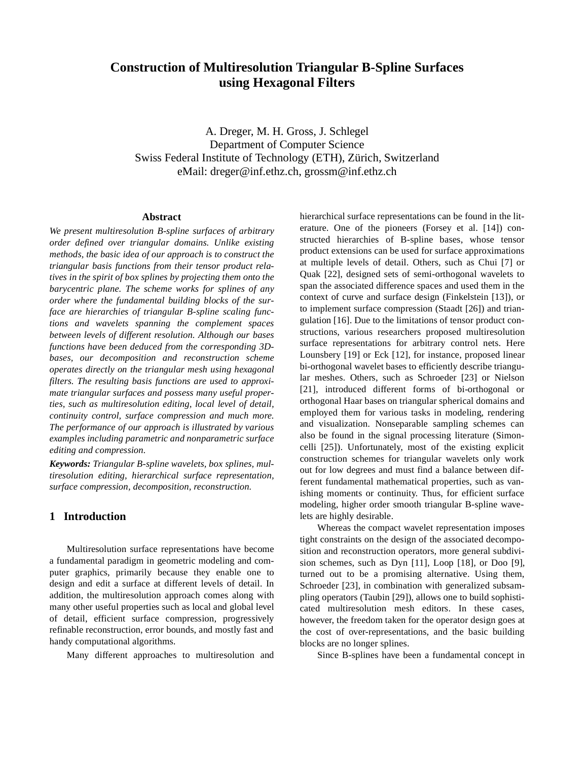# Construction of Multiresolution Triangular B-Spline Surfaces using Hexagonal Filters

A. Dreger, M. H. Gross, J. Schlegel
Department of Computer Science
Swiss Federal Institute of Technology (ETH), Zürich, Switzerland
eMail: dreger@inf.ethz.ch, grossm@inf.ethz.ch

### Abstract

*We present multiresolution B-spline surfaces of arbitrary order defined over triangular domains. Unlike existing methods, the basic idea of our approach is to construct the triangular basis functions from their tensor product relatives in the spirit of box splines by projecting them onto the barycentric plane. The scheme works for splines of any order where the fundamental building blocks of the surface are hierarchies of triangular B-spline scaling functions and wavelets spanning the complement spaces between levels of different resolution. Although our bases functions have been deduced from the corresponding 3D-bases, our decomposition and reconstruction scheme operates directly on the triangular mesh using hexagonal filters. The resulting basis functions are used to approximate triangular surfaces and possess many useful properties, such as multiresolution editing, local level of detail, continuity control, surface compression and much more. The performance of our approach is illustrated by various examples including parametric and nonparametric surface editing and compression.*

***Keywords:*** *Triangular B-spline wavelets, box splines, multiresolution editing, hierarchical surface representation, surface compression, decomposition, reconstruction.*

## 1 Introduction

Multiresolution surface representations have become a fundamental paradigm in geometric modeling and computer graphics, primarily because they enable one to design and edit a surface at different levels of detail. In addition, the multiresolution approach comes along with many other useful properties such as local and global level of detail, efficient surface compression, progressively refinable reconstruction, error bounds, and mostly fast and handy computational algorithms.

Many different approaches to multiresolution and hierarchical surface representations can be found in the literature. One of the pioneers (Forsey et al. [14]) constructed hierarchies of B-spline bases, whose tensor product extensions can be used for surface approximations at multiple levels of detail. Others, such as Chui [7] or Quak [22], designed sets of semi-orthogonal wavelets to span the associated difference spaces and used them in the context of curve and surface design (Finkelstein [13]), or to implement surface compression (Staadt [26]) and triangulation [16]. Due to the limitations of tensor product constructions, various researchers proposed multiresolution surface representations for arbitrary control nets. Here Lounsbery [19] or Eck [12], for instance, proposed linear bi-orthogonal wavelet bases to efficiently describe triangular meshes. Others, such as Schroeder [23] or Nielson [21], introduced different forms of bi-orthogonal or orthogonal Haar bases on triangular spherical domains and employed them for various tasks in modeling, rendering and visualization. Nonseparable sampling schemes can also be found in the signal processing literature (Simoncelli [25]). Unfortunately, most of the existing explicit construction schemes for triangular wavelets only work out for low degrees and must find a balance between different fundamental mathematical properties, such as vanishing moments or continuity. Thus, for efficient surface modeling, higher order smooth triangular B-spline wavelets are highly desirable.

Whereas the compact wavelet representation imposes tight constraints on the design of the associated decomposition and reconstruction operators, more general subdivision schemes, such as Dyn [11], Loop [18], or Doo [9], turned out to be a promising alternative. Using them, Schroeder [23], in combination with generalized subsampling operators (Taubin [29]), allows one to build sophisticated multiresolution mesh editors. In these cases, however, the freedom taken for the operator design goes at the cost of over-representations, and the basic building blocks are no longer splines.

Since B-splines have been a fundamental concept in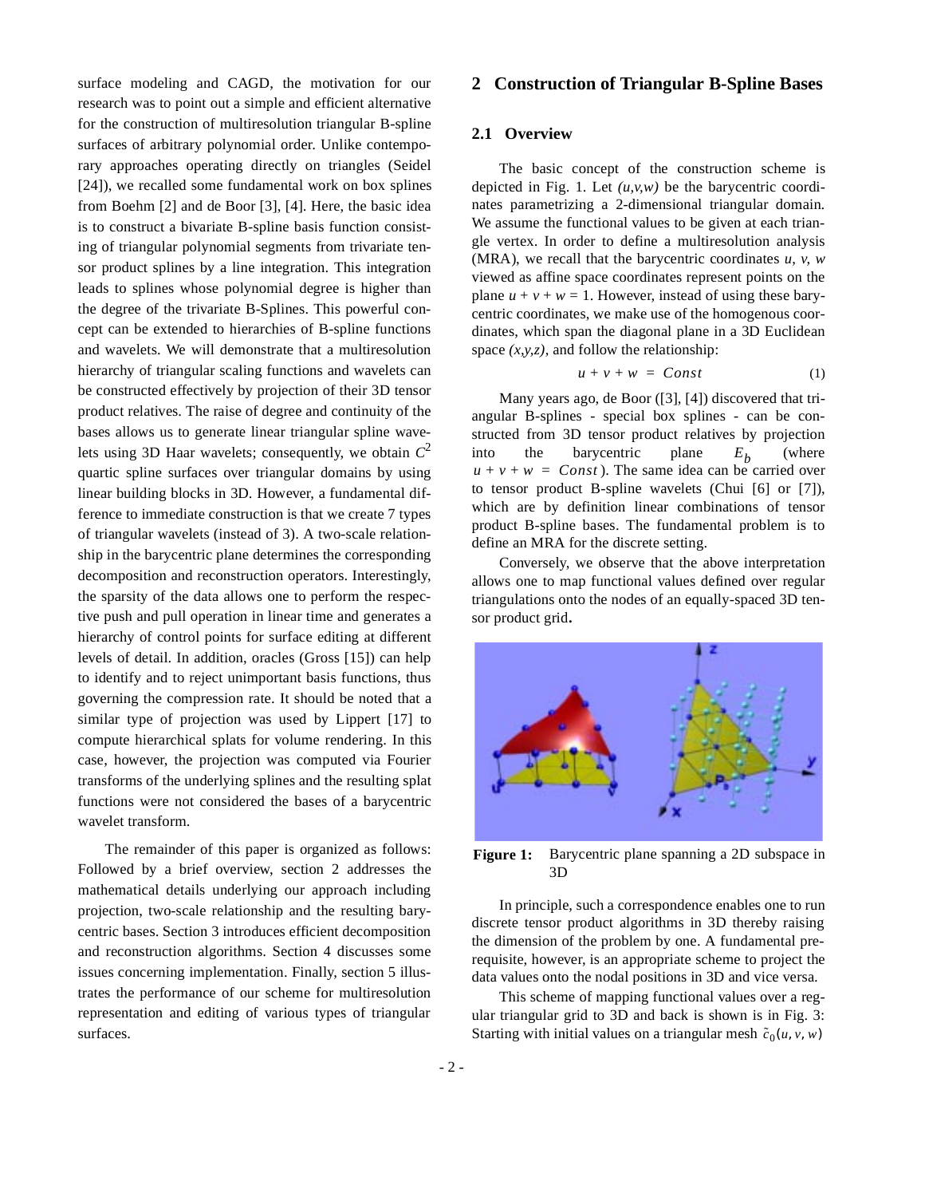surface modeling and CAGD, the motivation for our research was to point out a simple and efficient alternative for the construction of multiresolution triangular B-spline surfaces of arbitrary polynomial order. Unlike contemporary approaches operating directly on triangles (Seidel [24]), we recalled some fundamental work on box splines from Boehm [2] and de Boor [3], [4]. Here, the basic idea is to construct a bivariate B-spline basis function consisting of triangular polynomial segments from trivariate tensor product splines by a line integration. This integration leads to splines whose polynomial degree is higher than the degree of the trivariate B-Splines. This powerful concept can be extended to hierarchies of B-spline functions and wavelets. We will demonstrate that a multiresolution hierarchy of triangular scaling functions and wavelets can be constructed effectively by projection of their 3D tensor product relatives. The raise of degree and continuity of the bases allows us to generate linear triangular spline wavelets using 3D Haar wavelets; consequently, we obtain $C^2$ quartic spline surfaces over triangular domains by using linear building blocks in 3D. However, a fundamental difference to immediate construction is that we create 7 types of triangular wavelets (instead of 3). A two-scale relationship in the barycentric plane determines the corresponding decomposition and reconstruction operators. Interestingly, the sparsity of the data allows one to perform the respective push and pull operation in linear time and generates a hierarchy of control points for surface editing at different levels of detail. In addition, oracles (Gross [15]) can help to identify and to reject unimportant basis functions, thus governing the compression rate. It should be noted that a similar type of projection was used by Lippert [17] to compute hierarchical splats for volume rendering. In this case, however, the projection was computed via Fourier transforms of the underlying splines and the resulting splat functions were not considered the bases of a barycentric wavelet transform.

The remainder of this paper is organized as follows: Followed by a brief overview, section 2 addresses the mathematical details underlying our approach including projection, two-scale relationship and the resulting barycentric bases. Section 3 introduces efficient decomposition and reconstruction algorithms. Section 4 discusses some issues concerning implementation. Finally, section 5 illustrates the performance of our scheme for multiresolution representation and editing of various types of triangular surfaces.

# 2 Construction of Triangular B-Spline Bases

## 2.1 Overview

The basic concept of the construction scheme is depicted in Fig. 1. Let *(u,v,w)* be the barycentric coordinates parametrizing a 2-dimensional triangular domain. We assume the functional values to be given at each triangle vertex. In order to define a multiresolution analysis (MRA), we recall that the barycentric coordinates $u$, $v$, $w$ viewed as affine space coordinates represent points on the plane $u + v + w = 1$. However, instead of using these barycentric coordinates, we make use of the homogenous coordinates, which span the diagonal plane in a 3D Euclidean space *(x,y,z)*, and follow the relationship:

$$u + v + w = Const \tag{1}$$

Many years ago, de Boor ([3], [4]) discovered that triangular B-splines - special box splines - can be constructed from 3D tensor product relatives by projection into the barycentric plane $E_b$ (where $u + v + w = Const$). The same idea can be carried over to tensor product B-spline wavelets (Chui [6] or [7]), which are by definition linear combinations of tensor product B-spline bases. The fundamental problem is to define an MRA for the discrete setting.

Conversely, we observe that the above interpretation allows one to map functional values defined over regular triangulations onto the nodes of an equally-spaced 3D tensor product grid.

**Figure 1:** Barycentric plane spanning a 2D subspace in 3D

In principle, such a correspondence enables one to run discrete tensor product algorithms in 3D thereby raising the dimension of the problem by one. A fundamental prerequisite, however, is an appropriate scheme to project the data values onto the nodal positions in 3D and vice versa.

This scheme of mapping functional values over a regular triangular grid to 3D and back is shown is in Fig. 3: Starting with initial values on a triangular mesh $\tilde{c}_0(u, v, w)$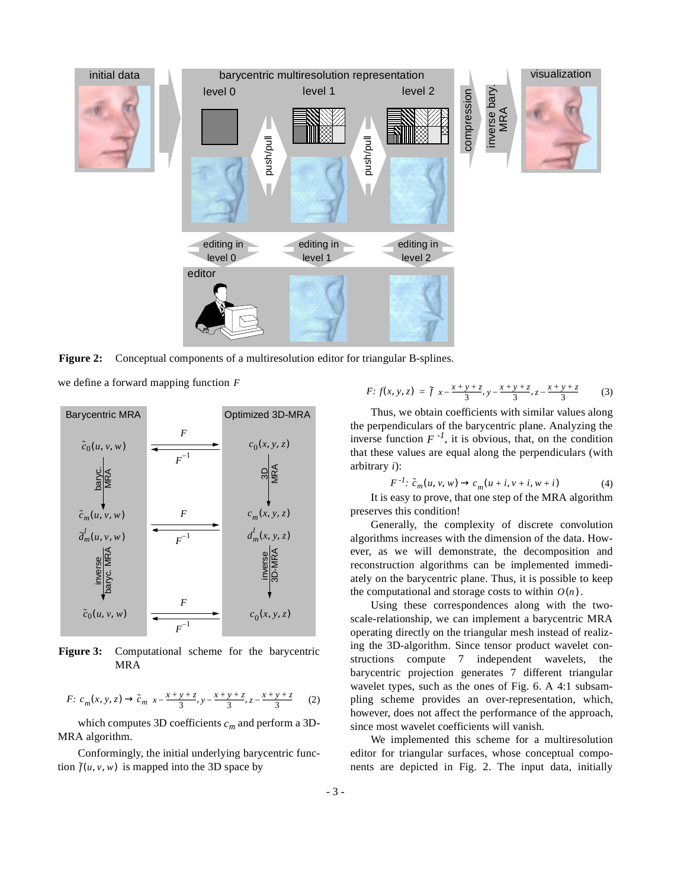**Figure 2:** Conceptual components of a multiresolution editor for triangular B-splines.

we define a forward mapping function $F$

**Figure 3:** Computational scheme for the barycentric MRA

$$F: c_m(x, y, z) \rightarrow \tilde{c}_m\left(x - \frac{x+y+z}{3}, y - \frac{x+y+z}{3}, z - \frac{x+y+z}{3}\right) \quad (2)$$

which computes 3D coefficients $c_m$ and perform a 3D-MRA algorithm.

Conformingly, the initial underlying barycentric function $\tilde{f}(u, v, w)$ is mapped into the 3D space by

$$F: f(x, y, z) = \tilde{f}\left(x - \frac{x+y+z}{3}, y - \frac{x+y+z}{3}, z - \frac{x+y+z}{3}\right) \quad (3)$$

Thus, we obtain coefficients with similar values along the perpendiculars of the barycentric plane. Analyzing the inverse function $F^{-1}$, it is obvious, that, on the condition that these values are equal along the perpendiculars (with arbitrary $i$):

$$F^{-1}: \tilde{c}_m(u, v, w) \rightarrow c_m(u+i, v+i, w+i) \quad (4)$$

It is easy to prove, that one step of the MRA algorithm preserves this condition!

Generally, the complexity of discrete convolution algorithms increases with the dimension of the data. However, as we will demonstrate, the decomposition and reconstruction algorithms can be implemented immediately on the barycentric plane. Thus, it is possible to keep the computational and storage costs to within $O(n)$.

Using these correspondences along with the two-scale-relationship, we can implement a barycentric MRA operating directly on the triangular mesh instead of realizing the 3D-algorithm. Since tensor product wavelet constructions compute 7 independent wavelets, the barycentric projection generates 7 different triangular wavelet types, such as the ones of Fig. 6. A 4:1 subsampling scheme provides an over-representation, which, however, does not affect the performance of the approach, since most wavelet coefficients will vanish.

We implemented this scheme for a multiresolution editor for triangular surfaces, whose conceptual components are depicted in Fig. 2. The input data, initially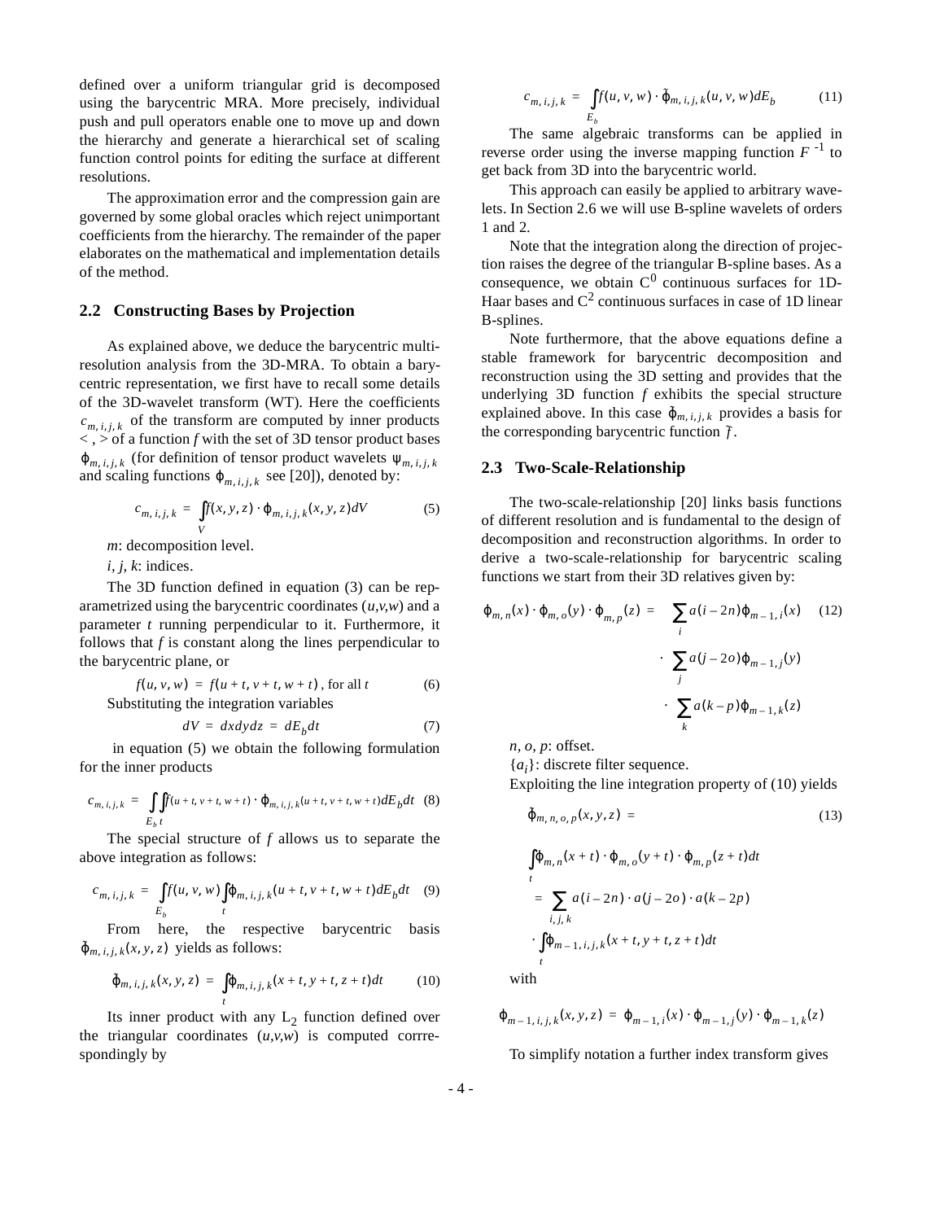defined over a uniform triangular grid is decomposed using the barycentric MRA. More precisely, individual push and pull operators enable one to move up and down the hierarchy and generate a hierarchical set of scaling function control points for editing the surface at different resolutions.

The approximation error and the compression gain are governed by some global oracles which reject unimportant coefficients from the hierarchy. The remainder of the paper elaborates on the mathematical and implementation details of the method.

## 2.2 Constructing Bases by Projection

As explained above, we deduce the barycentric multiresolution analysis from the 3D-MRA. To obtain a barycentric representation, we first have to recall some details of the 3D-wavelet transform (WT). Here the coefficients $c_{m,i,j,k}$ of the transform are computed by inner products $<,>$ of a function $f$ with the set of 3D tensor product bases $\varphi_{m,i,j,k}$ (for definition of tensor product wavelets $\psi_{m,i,j,k}$ and scaling functions $\varphi_{m,i,j,k}$ see [20]), denoted by:

$$c_{m,i,j,k} = \int_V f(x,y,z) \cdot \varphi_{m,i,j,k}(x,y,z) dV \tag{5}$$

$m$: decomposition level.

$i, j, k$: indices.

The 3D function defined in equation (3) can be reparametrized using the barycentric coordinates $(u,v,w)$ and a parameter $t$ running perpendicular to it. Furthermore, it follows that $f$ is constant along the lines perpendicular to the barycentric plane, or

$$f(u,v,w) = f(u+t, v+t, w+t) \text{, for all } t \tag{6}$$

Substituting the integration variables

$$dV = dxdydz = dE_b dt \tag{7}$$

in equation (5) we obtain the following formulation for the inner products

$$c_{m,i,j,k} = \int_{E_b}\int_t f(u+t, v+t, w+t) \cdot \varphi_{m,i,j,k}(u+t, v+t, w+t) dE_b dt \tag{8}$$

The special structure of $f$ allows us to separate the above integration as follows:

$$c_{m,i,j,k} = \int_{E_b} f(u,v,w) \int_t \varphi_{m,i,j,k}(u+t, v+t, w+t) dE_b dt \tag{9}$$

From here, the respective barycentric basis $\tilde{\varphi}_{m,i,j,k}(x,y,z)$ yields as follows:

$$\tilde{\varphi}_{m,i,j,k}(x,y,z) = \int_t \varphi_{m,i,j,k}(x+t, y+t, z+t) dt \tag{10}$$

Its inner product with any $L_2$ function defined over the triangular coordinates $(u,v,w)$ is computed corrrespondingly by

$$c_{m,i,j,k} = \int_{E_b} f(u,v,w) \cdot \tilde{\varphi}_{m,i,j,k}(u,v,w) dE_b \tag{11}$$

The same algebraic transforms can be applied in reverse order using the inverse mapping function $F^{-1}$ to get back from 3D into the barycentric world.

This approach can easily be applied to arbitrary wavelets. In Section 2.6 we will use B-spline wavelets of orders 1 and 2.

Note that the integration along the direction of projection raises the degree of the triangular B-spline bases. As a consequence, we obtain $C^0$ continuous surfaces for 1D-Haar bases and $C^2$ continuous surfaces in case of 1D linear B-splines.

Note furthermore, that the above equations define a stable framework for barycentric decomposition and reconstruction using the 3D setting and provides that the underlying 3D function $f$ exhibits the special structure explained above. In this case $\tilde{\varphi}_{m,i,j,k}$ provides a basis for the corresponding barycentric function $\tilde{f}$.

## 2.3 Two-Scale-Relationship

The two-scale-relationship [20] links basis functions of different resolution and is fundamental to the design of decomposition and reconstruction algorithms. In order to derive a two-scale-relationship for barycentric scaling functions we start from their 3D relatives given by:

$$\varphi_{m,n}(x) \cdot \varphi_{m,o}(y) \cdot \varphi_{m,p}(z) = \sum_i a(i-2n)\varphi_{m-1,i}(x) \cdot \sum_j a(j-2o)\varphi_{m-1,j}(y) \cdot \sum_k a(k-p)\varphi_{m-1,k}(z) \tag{12}$$

$n, o, p$: offset.

$\{a_i\}$: discrete filter sequence.

Exploiting the line integration property of (10) yields

$$\begin{aligned}\tilde{\varphi}_{m,n,o,p}(x,y,z) &= \\ &\int_t \varphi_{m,n}(x+t) \cdot \varphi_{m,o}(y+t) \cdot \varphi_{m,p}(z+t) dt \\ &= \sum_{i,j,k} a(i-2n) \cdot a(j-2o) \cdot a(k-2p) \\ &\cdot \int_t \varphi_{m-1,i,j,k}(x+t, y+t, z+t) dt\end{aligned} \tag{13}$$

with

$$\varphi_{m-1,i,j,k}(x,y,z) = \varphi_{m-1,i}(x) \cdot \varphi_{m-1,j}(y) \cdot \varphi_{m-1,k}(z)$$

To simplify notation a further index transform gives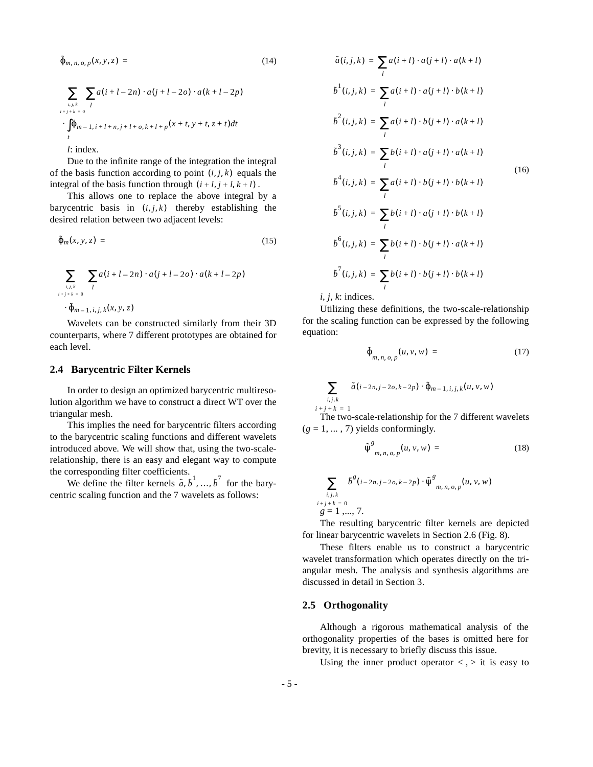$$\tilde{\varphi}_{m,n,o,p}(x,y,z) = \tag{14}$$

$$\sum_{\substack{i,j,k \\ i+j+k=0}} \sum_{l} a(i+l-2n) \cdot a(j+l-2o) \cdot a(k+l-2p) \cdot \int_t \tilde{\varphi}_{m-1,i+l+n,j+l+o,k+l+p}(x+t,y+t,z+t)dt$$

$l$: index.

Due to the infinite range of the integration the integral of the basis function according to point $(i, j, k)$ equals the integral of the basis function through $(i+l, j+l, k+l)$.

This allows one to replace the above integral by a barycentric basis in $(i, j, k)$ thereby establishing the desired relation between two adjacent levels:

$$\tilde{\varphi}_m(x,y,z) = \tag{15}$$

$$\sum_{\substack{i,j,k \\ i+j+k=0}} \sum_{l} a(i+l-2n) \cdot a(j+l-2o) \cdot a(k+l-2p) \cdot \tilde{\varphi}_{m-1,i,j,k}(x,y,z)$$

Wavelets can be constructed similarly from their 3D counterparts, where 7 different prototypes are obtained for each level.

### 2.4 Barycentric Filter Kernels

In order to design an optimized barycentric multiresolution algorithm we have to construct a direct WT over the triangular mesh.

This implies the need for barycentric filters according to the barycentric scaling functions and different wavelets introduced above. We will show that, using the two-scale-relationship, there is an easy and elegant way to compute the corresponding filter coefficients.

We define the filter kernels $\tilde{a}, \tilde{b}^1, \ldots, \tilde{b}^7$ for the barycentric scaling function and the 7 wavelets as follows:

$$
\begin{aligned}
\tilde{a}(i,j,k) &= \sum_l a(i+l) \cdot a(j+l) \cdot a(k+l) \\
\tilde{b}^1(i,j,k) &= \sum_l a(i+l) \cdot a(j+l) \cdot b(k+l) \\
\tilde{b}^2(i,j,k) &= \sum_l a(i+l) \cdot b(j+l) \cdot a(k+l) \\
\tilde{b}^3(i,j,k) &= \sum_l b(i+l) \cdot a(j+l) \cdot a(k+l) \\
\tilde{b}^4(i,j,k) &= \sum_l a(i+l) \cdot b(j+l) \cdot b(k+l) \\
\tilde{b}^5(i,j,k) &= \sum_l b(i+l) \cdot a(j+l) \cdot b(k+l) \\
\tilde{b}^6(i,j,k) &= \sum_l b(i+l) \cdot b(j+l) \cdot a(k+l) \\
\tilde{b}^7(i,j,k) &= \sum_l b(i+l) \cdot b(j+l) \cdot b(k+l)
\end{aligned}
\tag{16}
$$

$i, j, k$: indices.

Utilizing these definitions, the two-scale-relationship for the scaling function can be expressed by the following equation:

$$\tilde{\varphi}_{m,n,o,p}(u,v,w) = \tag{17}$$

$$\sum_{\substack{i,j,k \\ i+j+k=1}} \tilde{a}(i-2n, j-2o, k-2p) \cdot \tilde{\varphi}_{m-1,i,j,k}(u,v,w)$$

The two-scale-relationship for the 7 different wavelets ($g = 1, \ldots, 7$) yields conformingly.

$$\tilde{\psi}^g_{m,n,o,p}(u,v,w) = \tag{18}$$

$$\sum_{\substack{i,j,k \\ i+j+k=0}} \tilde{b}^g(i-2n, j-2o, k-2p) \cdot \tilde{\psi}^g_{m,n,o,p}(u,v,w)$$

$g = 1, \ldots, 7$.

The resulting barycentric filter kernels are depicted for linear barycentric wavelets in Section 2.6 (Fig. 8).

These filters enable us to construct a barycentric wavelet transformation which operates directly on the triangular mesh. The analysis and synthesis algorithms are discussed in detail in Section 3.

### 2.5 Orthogonality

Although a rigorous mathematical analysis of the orthogonality properties of the bases is omitted here for brevity, it is necessary to briefly discuss this issue.

Using the inner product operator $<, >$ it is easy to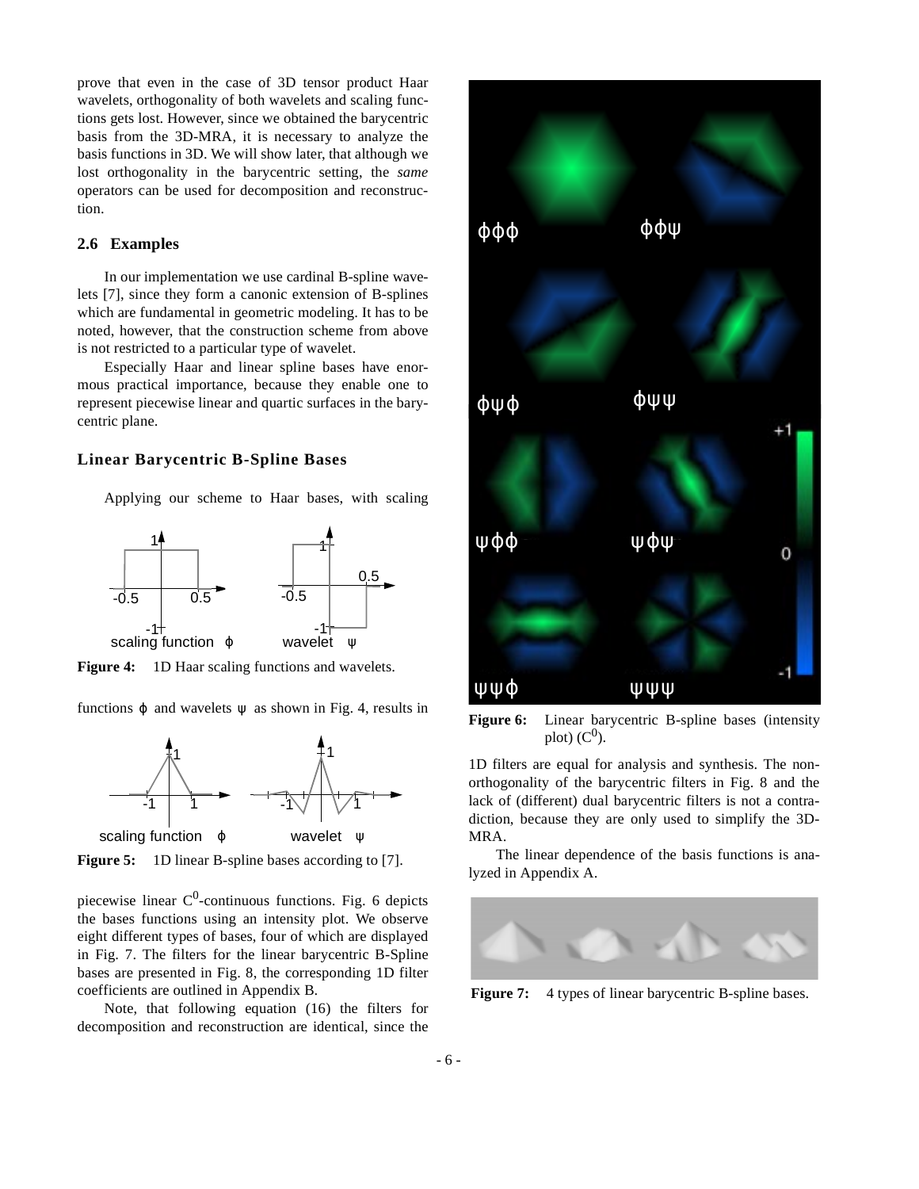prove that even in the case of 3D tensor product Haar wavelets, orthogonality of both wavelets and scaling functions gets lost. However, since we obtained the barycentric basis from the 3D-MRA, it is necessary to analyze the basis functions in 3D. We will show later, that although we lost orthogonality in the barycentric setting, the *same* operators can be used for decomposition and reconstruction.

### 2.6 Examples

In our implementation we use cardinal B-spline wavelets [7], since they form a canonic extension of B-splines which are fundamental in geometric modeling. It has to be noted, however, that the construction scheme from above is not restricted to a particular type of wavelet.

Especially Haar and linear spline bases have enormous practical importance, because they enable one to represent piecewise linear and quartic surfaces in the barycentric plane.

#### Linear Barycentric B-Spline Bases

Applying our scheme to Haar bases, with scaling functions $\phi$ and wavelets $\psi$ as shown in Fig. 4, results in

**Figure 4:** 1D Haar scaling functions and wavelets.

**Figure 5:** 1D linear B-spline bases according to [7].

piecewise linear $C^0$-continuous functions. Fig. 6 depicts the bases functions using an intensity plot. We observe eight different types of bases, four of which are displayed in Fig. 7. The filters for the linear barycentric B-Spline bases are presented in Fig. 8, the corresponding 1D filter coefficients are outlined in Appendix B.

Note, that following equation (16) the filters for decomposition and reconstruction are identical, since the 1D filters are equal for analysis and synthesis. The non-orthogonality of the barycentric filters in Fig. 8 and the lack of (different) dual barycentric filters is not a contradiction, because they are only used to simplify the 3D-MRA.

The linear dependence of the basis functions is analyzed in Appendix A.

**Figure 6:** Linear barycentric B-spline bases (intensity plot) ($C^0$).

**Figure 7:** 4 types of linear barycentric B-spline bases.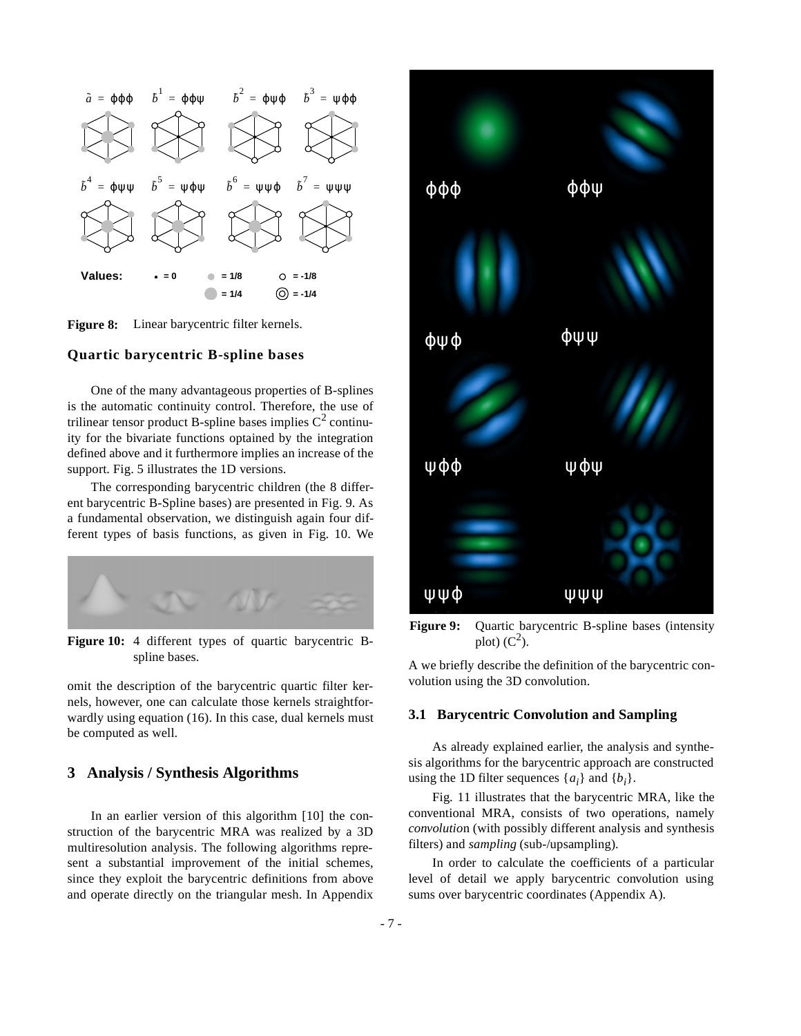Figure 8: Linear barycentric filter kernels.

### Quartic barycentric B-spline bases

One of the many advantageous properties of B-splines is the automatic continuity control. Therefore, the use of trilinear tensor product B-spline bases implies $C^2$ continuity for the bivariate functions optained by the integration defined above and it furthermore implies an increase of the support. Fig. 5 illustrates the 1D versions.

The corresponding barycentric children (the 8 different barycentric B-Spline bases) are presented in Fig. 9. As a fundamental observation, we distinguish again four different types of basis functions, as given in Fig. 10. We omit the description of the barycentric quartic filter kernels, however, one can calculate those kernels straightforwardly using equation (16). In this case, dual kernels must be computed as well.

Figure 10: 4 different types of quartic barycentric B-spline bases.

Figure 9: Quartic barycentric B-spline bases (intensity plot) ($C^2$).

## 3 Analysis / Synthesis Algorithms

In an earlier version of this algorithm [10] the construction of the barycentric MRA was realized by a 3D multiresolution analysis. The following algorithms represent a substantial improvement of the initial schemes, since they exploit the barycentric definitions from above and operate directly on the triangular mesh. In Appendix A we briefly describe the definition of the barycentric convolution using the 3D convolution.

### 3.1 Barycentric Convolution and Sampling

As already explained earlier, the analysis and synthesis algorithms for the barycentric approach are constructed using the 1D filter sequences $\{a_i\}$ and $\{b_i\}$.

Fig. 11 illustrates that the barycentric MRA, like the conventional MRA, consists of two operations, namely *convolution* (with possibly different analysis and synthesis filters) and *sampling* (sub-/upsampling).

In order to calculate the coefficients of a particular level of detail we apply barycentric convolution using sums over barycentric coordinates (Appendix A).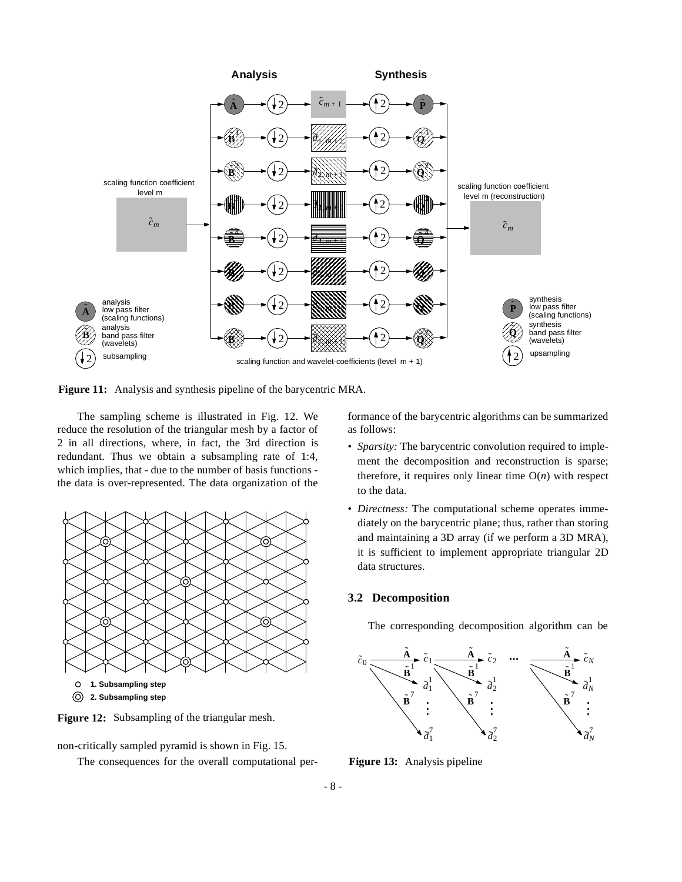**Figure 11:** Analysis and synthesis pipeline of the barycentric MRA.

The sampling scheme is illustrated in Fig. 12. We reduce the resolution of the triangular mesh by a factor of 2 in all directions, where, in fact, the 3rd direction is redundant. Thus we obtain a subsampling rate of 1:4, which implies, that - due to the number of basis functions - the data is over-represented. The data organization of the non-critically sampled pyramid is shown in Fig. 15.

**Figure 12:** Subsampling of the triangular mesh.

The consequences for the overall computational performance of the barycentric algorithms can be summarized as follows:

- *Sparsity:* The barycentric convolution required to implement the decomposition and reconstruction is sparse; therefore, it requires only linear time $O(n)$ with respect to the data.
- *Directness:* The computational scheme operates immediately on the barycentric plane; thus, rather than storing and maintaining a 3D array (if we perform a 3D MRA), it is sufficient to implement appropriate triangular 2D data structures.

### 3.2 Decomposition

The corresponding decomposition algorithm can be

**Figure 13:** Analysis pipeline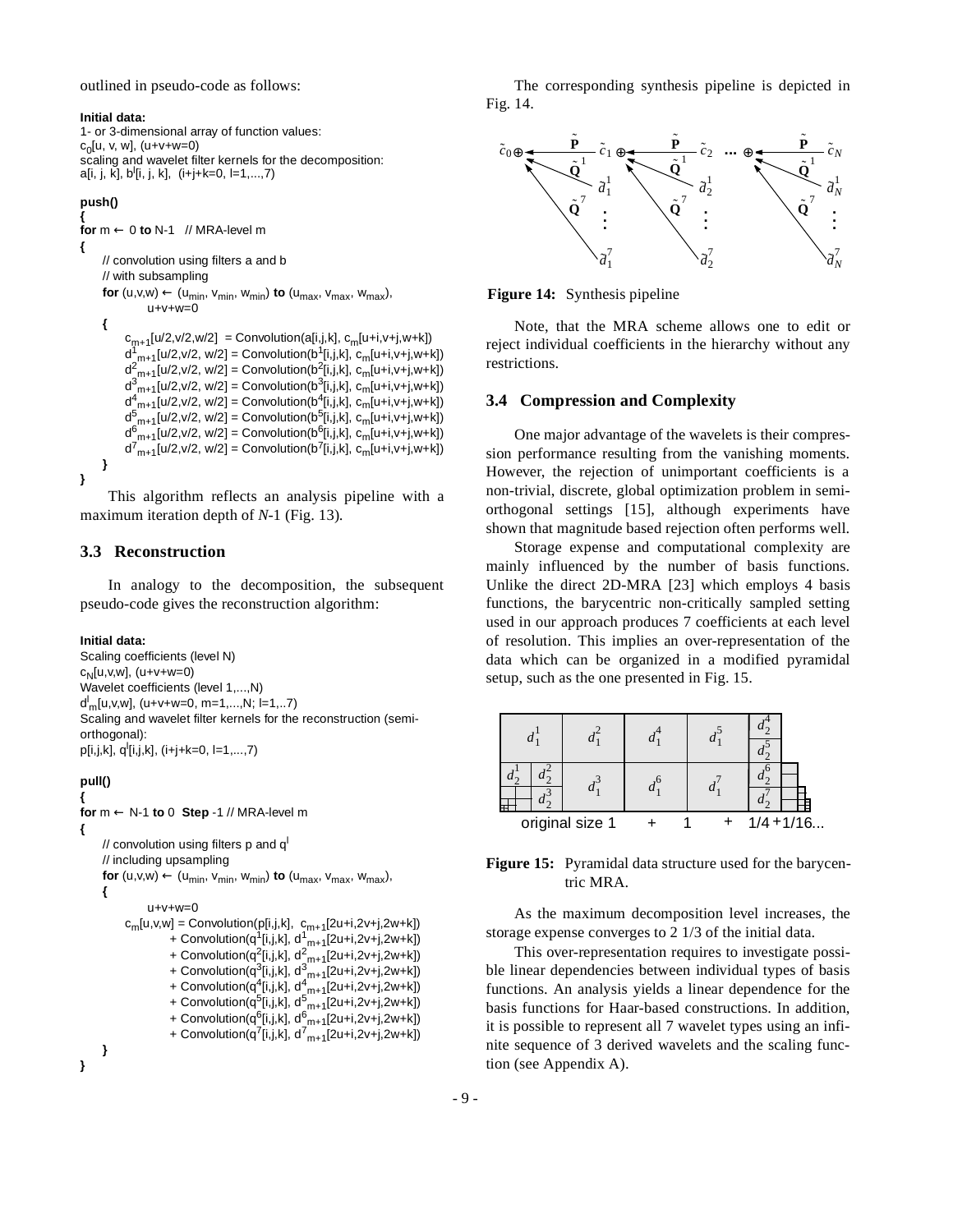outlined in pseudo-code as follows:

```
Initial data:
1- or 3-dimensional array of function values:
c_0[u, v, w], (u+v+w=0)
scaling and wavelet filter kernels for the decomposition:
a[i, j, k], b^l[i, j, k],  (i+j+k=0, l=1,...,7)

push()
{
for m ← 0 to N-1   // MRA-level m
{
    // convolution using filters a and b
    // with subsampling
    for (u,v,w) ← (u_min, v_min, w_min) to (u_max, v_max, w_max),
            u+v+w=0
    {
        c_m+1[u/2,v/2,w/2]  = Convolution(a[i,j,k], c_m[u+i,v+j,w+k])
        d^1_m+1[u/2,v/2, w/2] = Convolution(b^1[i,j,k], c_m[u+i,v+j,w+k])
        d^2_m+1[u/2,v/2, w/2] = Convolution(b^2[i,j,k], c_m[u+i,v+j,w+k])
        d^3_m+1[u/2,v/2, w/2] = Convolution(b^3[i,j,k], c_m[u+i,v+j,w+k])
        d^4_m+1[u/2,v/2, w/2] = Convolution(b^4[i,j,k], c_m[u+i,v+j,w+k])
        d^5_m+1[u/2,v/2, w/2] = Convolution(b^5[i,j,k], c_m[u+i,v+j,w+k])
        d^6_m+1[u/2,v/2, w/2] = Convolution(b^6[i,j,k], c_m[u+i,v+j,w+k])
        d^7_m+1[u/2,v/2, w/2] = Convolution(b^7[i,j,k], c_m[u+i,v+j,w+k])
    }
}
```

This algorithm reflects an analysis pipeline with a maximum iteration depth of *N*-1 (Fig. 13).

### 3.3 Reconstruction

In analogy to the decomposition, the subsequent pseudo-code gives the reconstruction algorithm:

```
Initial data:
Scaling coefficients (level N)
c_N[u,v,w], (u+v+w=0)
Wavelet coefficients (level 1,...,N)
d^l_m[u,v,w], (u+v+w=0, m=1,...,N; l=1,..7)
Scaling and wavelet filter kernels for the reconstruction (semi-
orthogonal):
p[i,j,k], q^l[i,j,k], (i+j+k=0, l=1,...,7)

pull()
{
for m ← N-1 to 0  Step -1 // MRA-level m
{
    // convolution using filters p and q^l
    // including upsampling
    for (u,v,w) ← (u_min, v_min, w_min) to (u_max, v_max, w_max),
    {
            u+v+w=0
        c_m[u,v,w] = Convolution(p[i,j,k],  c_m+1[2u+i,2v+j,2w+k])
                + Convolution(q^1[i,j,k], d^1_m+1[2u+i,2v+j,2w+k])
                + Convolution(q^2[i,j,k], d^2_m+1[2u+i,2v+j,2w+k])
                + Convolution(q^3[i,j,k], d^3_m+1[2u+i,2v+j,2w+k])
                + Convolution(q^4[i,j,k], d^4_m+1[2u+i,2v+j,2w+k])
                + Convolution(q^5[i,j,k], d^5_m+1[2u+i,2v+j,2w+k])
                + Convolution(q^6[i,j,k], d^6_m+1[2u+i,2v+j,2w+k])
                + Convolution(q^7[i,j,k], d^7_m+1[2u+i,2v+j,2w+k])
    }
}
```

The corresponding synthesis pipeline is depicted in Fig. 14.

**Figure 14:** Synthesis pipeline

Note, that the MRA scheme allows one to edit or reject individual coefficients in the hierarchy without any restrictions.

### 3.4 Compression and Complexity

One major advantage of the wavelets is their compression performance resulting from the vanishing moments. However, the rejection of unimportant coefficients is a non-trivial, discrete, global optimization problem in semi-orthogonal settings [15], although experiments have shown that magnitude based rejection often performs well.

Storage expense and computational complexity are mainly influenced by the number of basis functions. Unlike the direct 2D-MRA [23] which employs 4 basis functions, the barycentric non-critically sampled setting used in our approach produces 7 coefficients at each level of resolution. This implies an over-representation of the data which can be organized in a modified pyramidal setup, such as the one presented in Fig. 15.

**Figure 15:** Pyramidal data structure used for the barycentric MRA.

As the maximum decomposition level increases, the storage expense converges to 2 1/3 of the initial data.

This over-representation requires to investigate possible linear dependencies between individual types of basis functions. An analysis yields a linear dependence for the basis functions for Haar-based constructions. In addition, it is possible to represent all 7 wavelet types using an infinite sequence of 3 derived wavelets and the scaling function (see Appendix A).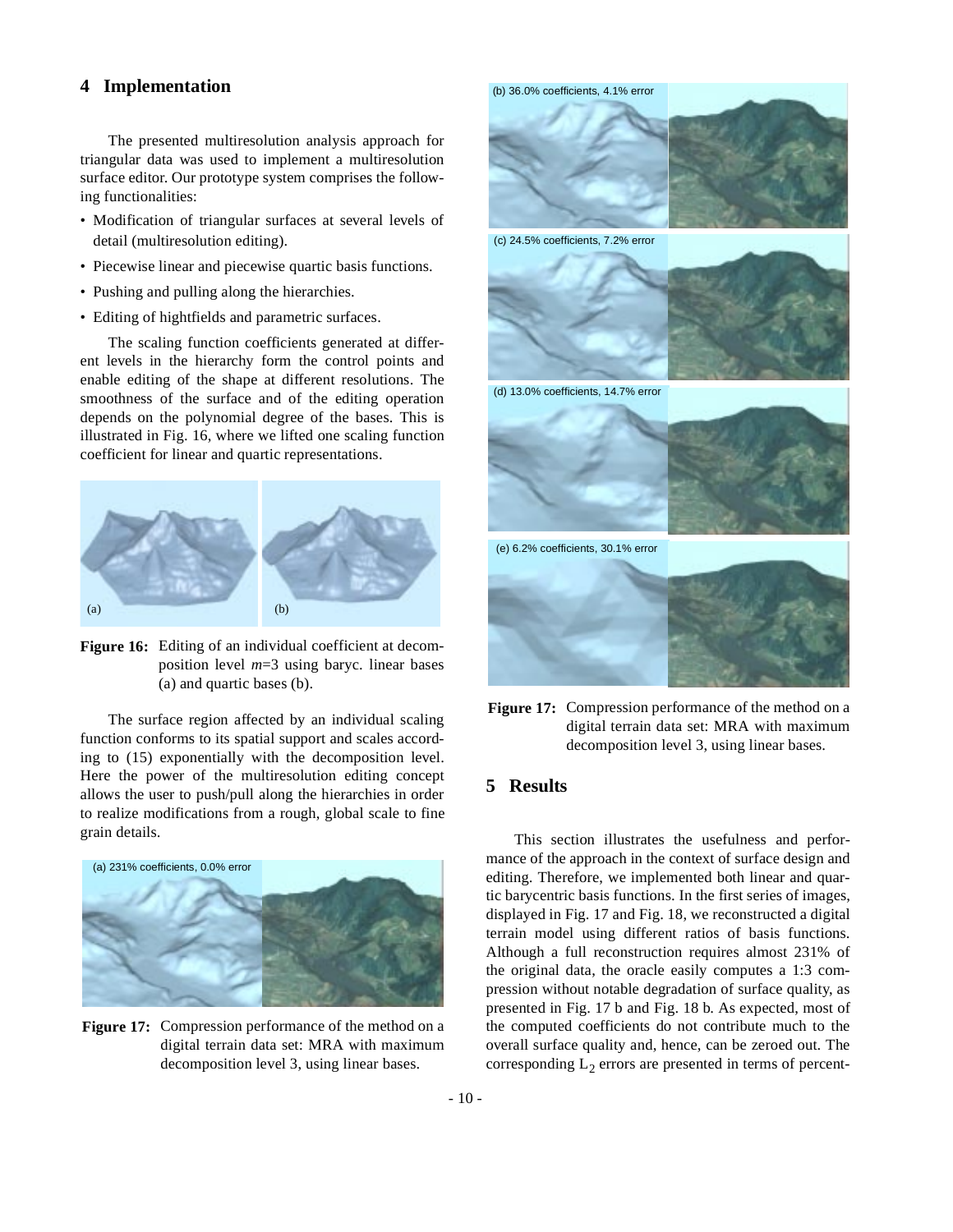## 4 Implementation

The presented multiresolution analysis approach for triangular data was used to implement a multiresolution surface editor. Our prototype system comprises the following functionalities:

- Modification of triangular surfaces at several levels of detail (multiresolution editing).
- Piecewise linear and piecewise quartic basis functions.
- Pushing and pulling along the hierarchies.
- Editing of hightfields and parametric surfaces.

The scaling function coefficients generated at different levels in the hierarchy form the control points and enable editing of the shape at different resolutions. The smoothness of the surface and of the editing operation depends on the polynomial degree of the bases. This is illustrated in Fig. 16, where we lifted one scaling function coefficient for linear and quartic representations.

(a) (b)

**Figure 16:** Editing of an individual coefficient at decomposition level $m$=3 using baryc. linear bases (a) and quartic bases (b).

The surface region affected by an individual scaling function conforms to its spatial support and scales according to (15) exponentially with the decomposition level. Here the power of the multiresolution editing concept allows the user to push/pull along the hierarchies in order to realize modifications from a rough, global scale to fine grain details.

(a) 231% coefficients, 0.0% error

**Figure 17:** Compression performance of the method on a digital terrain data set: MRA with maximum decomposition level 3, using linear bases.

(b) 36.0% coefficients, 4.1% error

(c) 24.5% coefficients, 7.2% error

(d) 13.0% coefficients, 14.7% error

(e) 6.2% coefficients, 30.1% error

**Figure 17:** Compression performance of the method on a digital terrain data set: MRA with maximum decomposition level 3, using linear bases.

## 5 Results

This section illustrates the usefulness and performance of the approach in the context of surface design and editing. Therefore, we implemented both linear and quartic barycentric basis functions. In the first series of images, displayed in Fig. 17 and Fig. 18, we reconstructed a digital terrain model using different ratios of basis functions. Although a full reconstruction requires almost 231% of the original data, the oracle easily computes a 1:3 compression without notable degradation of surface quality, as presented in Fig. 17 b and Fig. 18 b. As expected, most of the computed coefficients do not contribute much to the overall surface quality and, hence, can be zeroed out. The corresponding $L_2$ errors are presented in terms of percent-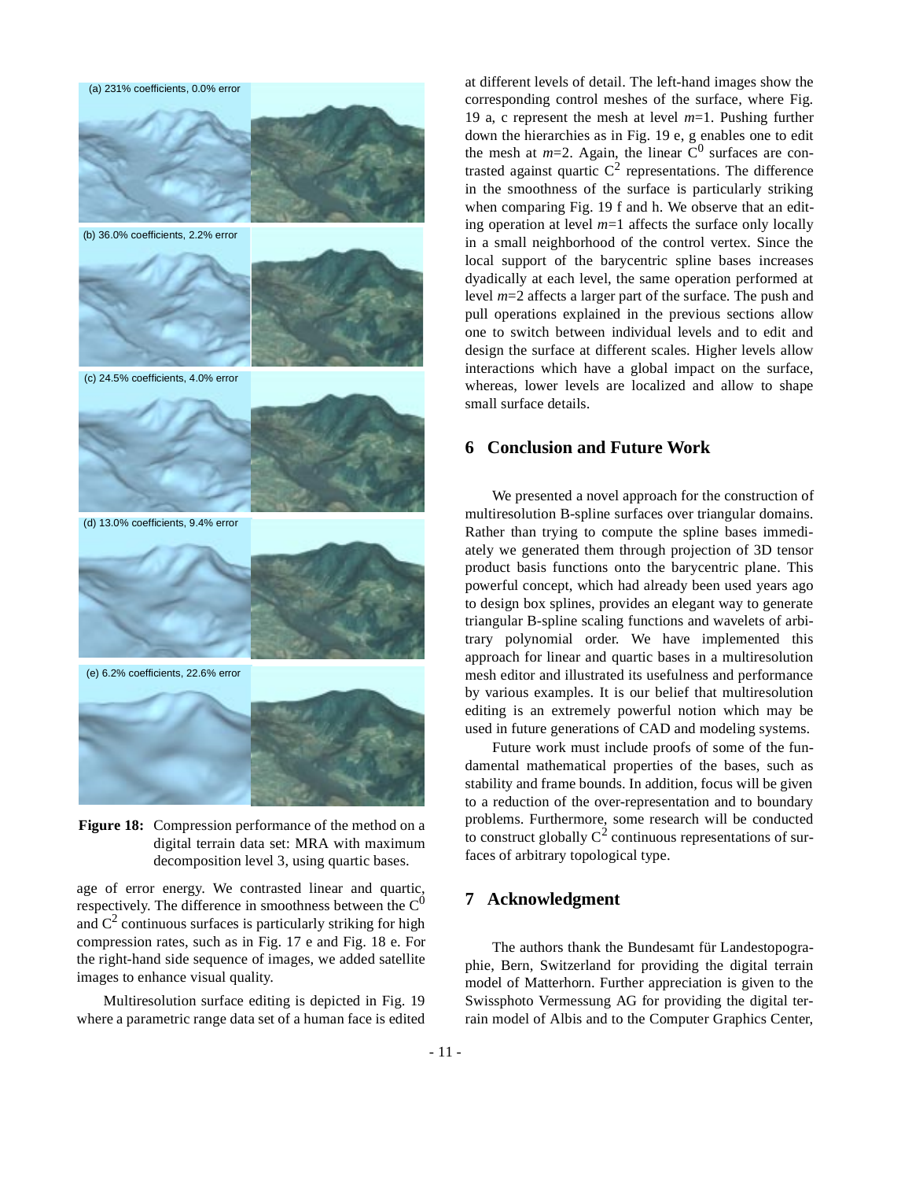(a) 231% coefficients, 0.0% error

(b) 36.0% coefficients, 2.2% error

(c) 24.5% coefficients, 4.0% error

(d) 13.0% coefficients, 9.4% error

(e) 6.2% coefficients, 22.6% error

**Figure 18:** Compression performance of the method on a digital terrain data set: MRA with maximum decomposition level 3, using quartic bases.

age of error energy. We contrasted linear and quartic, respectively. The difference in smoothness between the $C^0$ and $C^2$ continuous surfaces is particularly striking for high compression rates, such as in Fig. 17 e and Fig. 18 e. For the right-hand side sequence of images, we added satellite images to enhance visual quality.

Multiresolution surface editing is depicted in Fig. 19 where a parametric range data set of a human face is edited at different levels of detail. The left-hand images show the corresponding control meshes of the surface, where Fig. 19 a, c represent the mesh at level $m$=1. Pushing further down the hierarchies as in Fig. 19 e, g enables one to edit the mesh at $m$=2. Again, the linear $C^0$ surfaces are contrasted against quartic $C^2$ representations. The difference in the smoothness of the surface is particularly striking when comparing Fig. 19 f and h. We observe that an editing operation at level $m$=1 affects the surface only locally in a small neighborhood of the control vertex. Since the local support of the barycentric spline bases increases dyadically at each level, the same operation performed at level $m$=2 affects a larger part of the surface. The push and pull operations explained in the previous sections allow one to switch between individual levels and to edit and design the surface at different scales. Higher levels allow interactions which have a global impact on the surface, whereas, lower levels are localized and allow to shape small surface details.

## 6 Conclusion and Future Work

We presented a novel approach for the construction of multiresolution B-spline surfaces over triangular domains. Rather than trying to compute the spline bases immediately we generated them through projection of 3D tensor product basis functions onto the barycentric plane. This powerful concept, which had already been used years ago to design box splines, provides an elegant way to generate triangular B-spline scaling functions and wavelets of arbitrary polynomial order. We have implemented this approach for linear and quartic bases in a multiresolution mesh editor and illustrated its usefulness and performance by various examples. It is our belief that multiresolution editing is an extremely powerful notion which may be used in future generations of CAD and modeling systems.

Future work must include proofs of some of the fundamental mathematical properties of the bases, such as stability and frame bounds. In addition, focus will be given to a reduction of the over-representation and to boundary problems. Furthermore, some research will be conducted to construct globally $C^2$ continuous representations of surfaces of arbitrary topological type.

## 7 Acknowledgment

The authors thank the Bundesamt für Landestopographie, Bern, Switzerland for providing the digital terrain model of Matterhorn. Further appreciation is given to the Swissphoto Vermessung AG for providing the digital terrain model of Albis and to the Computer Graphics Center,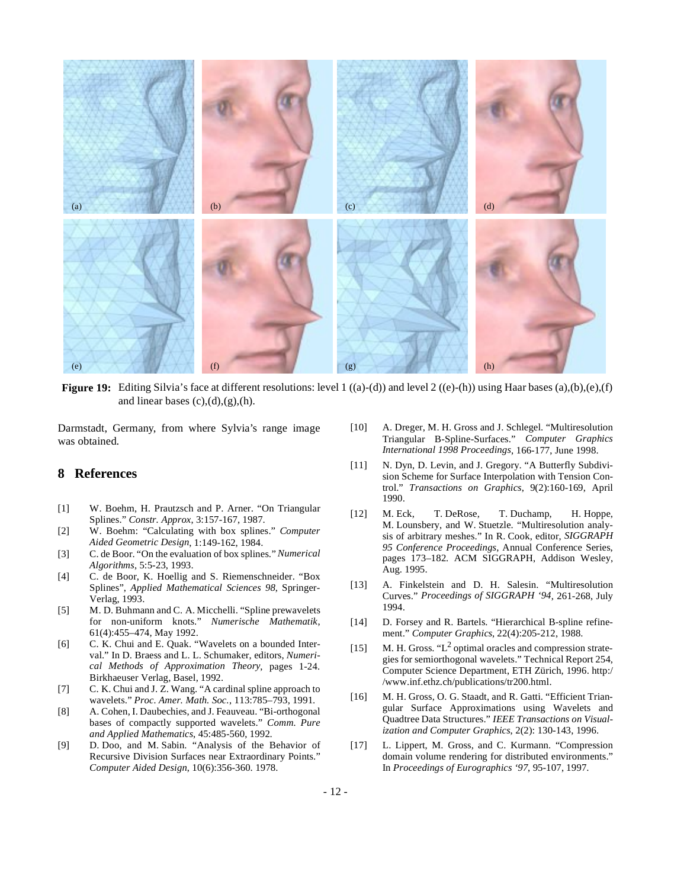**Figure 19:** Editing Silvia's face at different resolutions: level 1 ((a)-(d)) and level 2 ((e)-(h)) using Haar bases (a),(b),(e),(f) and linear bases (c),(d),(g),(h).

Darmstadt, Germany, from where Sylvia's range image was obtained.

## 8 References

[1] W. Boehm, H. Prautzsch and P. Arner. "On Triangular Splines." *Constr. Approx*, 3:157-167, 1987.

[2] W. Boehm: "Calculating with box splines." *Computer Aided Geometric Design*, 1:149-162, 1984.

[3] C. de Boor. "On the evaluation of box splines." *Numerical Algorithms*, 5:5-23, 1993.

[4] C. de Boor, K. Hoellig and S. Riemenschneider. "Box Splines", *Applied Mathematical Sciences 98*, Springer-Verlag, 1993.

[5] M. D. Buhmann and C. A. Micchelli. "Spline prewavelets for non-uniform knots." *Numerische Mathematik*, 61(4):455–474, May 1992.

[6] C. K. Chui and E. Quak. "Wavelets on a bounded Interval." In D. Braess and L. L. Schumaker, editors, *Numerical Methods of Approximation Theory*, pages 1-24. Birkhaeuser Verlag, Basel, 1992.

[7] C. K. Chui and J. Z. Wang. "A cardinal spline approach to wavelets." *Proc. Amer. Math. Soc.*, 113:785–793, 1991.

[8] A. Cohen, I. Daubechies, and J. Feauveau. "Bi-orthogonal bases of compactly supported wavelets." *Comm. Pure and Applied Mathematics*, 45:485-560, 1992.

[9] D. Doo, and M. Sabin. "Analysis of the Behavior of Recursive Division Surfaces near Extraordinary Points." *Computer Aided Design*, 10(6):356-360. 1978.

[10] A. Dreger, M. H. Gross and J. Schlegel. "Multiresolution Triangular B-Spline-Surfaces." *Computer Graphics International 1998 Proceedings*, 166-177, June 1998.

[11] N. Dyn, D. Levin, and J. Gregory. "A Butterfly Subdivision Scheme for Surface Interpolation with Tension Control." *Transactions on Graphics*, 9(2):160-169, April 1990.

[12] M. Eck, T. DeRose, T. Duchamp, H. Hoppe, M. Lounsbery, and W. Stuetzle. "Multiresolution analysis of arbitrary meshes." In R. Cook, editor, *SIGGRAPH 95 Conference Proceedings*, Annual Conference Series, pages 173–182. ACM SIGGRAPH, Addison Wesley, Aug. 1995.

[13] A. Finkelstein and D. H. Salesin. "Multiresolution Curves." *Proceedings of SIGGRAPH '94*, 261-268, July 1994.

[14] D. Forsey and R. Bartels. "Hierarchical B-spline refinement." *Computer Graphics*, 22(4):205-212, 1988.

[15] M. H. Gross. "$L^2$ optimal oracles and compression strategies for semiorthogonal wavelets." Technical Report 254, Computer Science Department, ETH Zürich, 1996. http://www.inf.ethz.ch/publications/tr200.html.

[16] M. H. Gross, O. G. Staadt, and R. Gatti. "Efficient Triangular Surface Approximations using Wavelets and Quadtree Data Structures." *IEEE Transactions on Visualization and Computer Graphics*, 2(2): 130-143, 1996.

[17] L. Lippert, M. Gross, and C. Kurmann. "Compression domain volume rendering for distributed environments." In *Proceedings of Eurographics '97*, 95-107, 1997.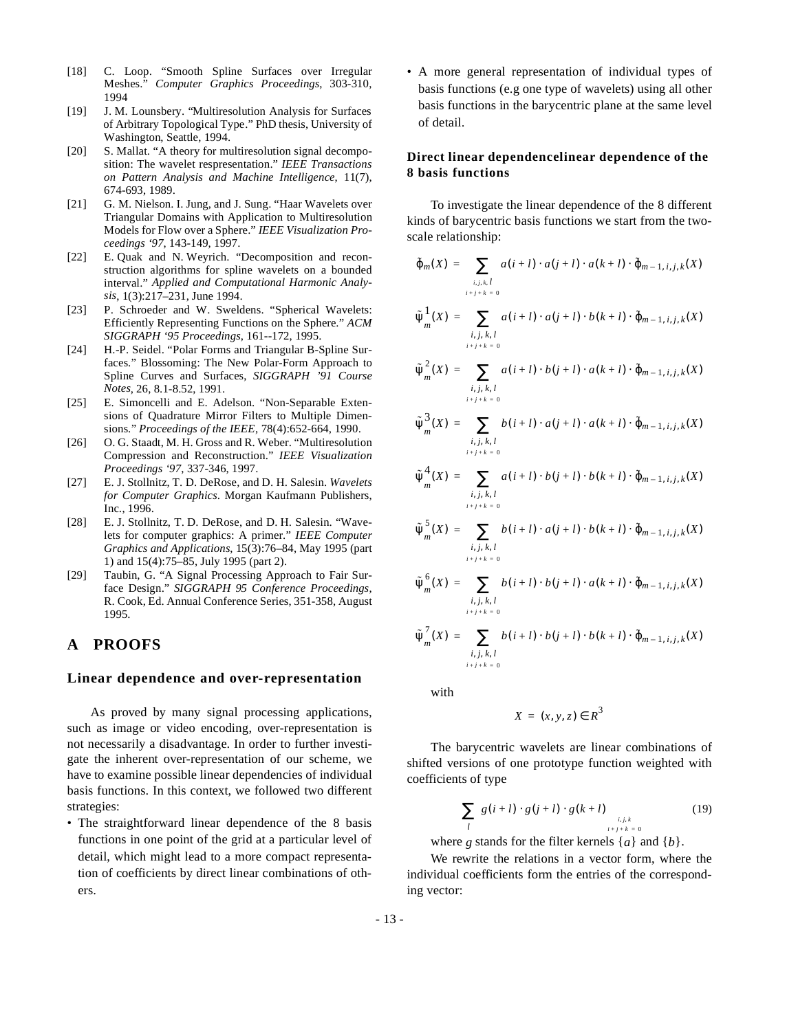[18] C. Loop. "Smooth Spline Surfaces over Irregular Meshes." *Computer Graphics Proceedings*, 303-310, 1994

[19] J. M. Lounsbery. "Multiresolution Analysis for Surfaces of Arbitrary Topological Type." PhD thesis, University of Washington, Seattle, 1994.

[20] S. Mallat. "A theory for multiresolution signal decomposition: The wavelet respresentation." *IEEE Transactions on Pattern Analysis and Machine Intelligence*, 11(7), 674-693, 1989.

[21] G. M. Nielson. I. Jung, and J. Sung. "Haar Wavelets over Triangular Domains with Application to Multiresolution Models for Flow over a Sphere." *IEEE Visualization Proceedings '97*, 143-149, 1997.

[22] E. Quak and N. Weyrich. "Decomposition and reconstruction algorithms for spline wavelets on a bounded interval." *Applied and Computational Harmonic Analysis*, 1(3):217–231, June 1994.

[23] P. Schroeder and W. Sweldens. "Spherical Wavelets: Efficiently Representing Functions on the Sphere." *ACM SIGGRAPH '95 Proceedings*, 161--172, 1995.

[24] H.-P. Seidel. "Polar Forms and Triangular B-Spline Surfaces." Blossoming: The New Polar-Form Approach to Spline Curves and Surfaces, *SIGGRAPH '91 Course Notes*, 26, 8.1-8.52, 1991.

[25] E. Simoncelli and E. Adelson. "Non-Separable Extensions of Quadrature Mirror Filters to Multiple Dimensions." *Proceedings of the IEEE*, 78(4):652-664, 1990.

[26] O. G. Staadt, M. H. Gross and R. Weber. "Multiresolution Compression and Reconstruction." *IEEE Visualization Proceedings '97*, 337-346, 1997.

[27] E. J. Stollnitz, T. D. DeRose, and D. H. Salesin. *Wavelets for Computer Graphics*. Morgan Kaufmann Publishers, Inc., 1996.

[28] E. J. Stollnitz, T. D. DeRose, and D. H. Salesin. "Wavelets for computer graphics: A primer." *IEEE Computer Graphics and Applications*, 15(3):76–84, May 1995 (part 1) and 15(4):75–85, July 1995 (part 2).

[29] Taubin, G. "A Signal Processing Approach to Fair Surface Design." *SIGGRAPH 95 Conference Proceedings*, R. Cook, Ed. Annual Conference Series, 351-358, August 1995.

# A PROOFS

### Linear dependence and over-representation

As proved by many signal processing applications, such as image or video encoding, over-representation is not necessarily a disadvantage. In order to further investigate the inherent over-representation of our scheme, we have to examine possible linear dependencies of individual basis functions. In this context, we followed two different strategies:

- The straightforward linear dependence of the 8 basis functions in one point of the grid at a particular level of detail, which might lead to a more compact representation of coefficients by direct linear combinations of others.
- A more general representation of individual types of basis functions (e.g one type of wavelets) using all other basis functions in the barycentric plane at the same level of detail.

### Direct linear dependencelinear dependence of the 8 basis functions

To investigate the linear dependence of the 8 different kinds of barycentric basis functions we start from the two-scale relationship:

$$\tilde{\varphi}_m(X) = \sum_{\substack{i,j,k,l \\ i+j+k=0}} a(i+l)\cdot a(j+l)\cdot a(k+l)\cdot \tilde{\varphi}_{m-1,i,j,k}(X)$$

$$\tilde{\psi}^1_m(X) = \sum_{\substack{i,j,k,l \\ i+j+k=0}} a(i+l)\cdot a(j+l)\cdot b(k+l)\cdot \tilde{\varphi}_{m-1,i,j,k}(X)$$

$$\tilde{\psi}^2_m(X) = \sum_{\substack{i,j,k,l \\ i+j+k=0}} a(i+l)\cdot b(j+l)\cdot a(k+l)\cdot \tilde{\varphi}_{m-1,i,j,k}(X)$$

$$\tilde{\psi}^3_m(X) = \sum_{\substack{i,j,k,l \\ i+j+k=0}} b(i+l)\cdot a(j+l)\cdot a(k+l)\cdot \tilde{\varphi}_{m-1,i,j,k}(X)$$

$$\tilde{\psi}^4_m(X) = \sum_{\substack{i,j,k,l \\ i+j+k=0}} a(i+l)\cdot b(j+l)\cdot b(k+l)\cdot \tilde{\varphi}_{m-1,i,j,k}(X)$$

$$\tilde{\psi}^5_m(X) = \sum_{\substack{i,j,k,l \\ i+j+k=0}} b(i+l)\cdot a(j+l)\cdot b(k+l)\cdot \tilde{\varphi}_{m-1,i,j,k}(X)$$

$$\tilde{\psi}^6_m(X) = \sum_{\substack{i,j,k,l \\ i+j+k=0}} b(i+l)\cdot b(j+l)\cdot a(k+l)\cdot \tilde{\varphi}_{m-1,i,j,k}(X)$$

$$\tilde{\psi}^7_m(X) = \sum_{\substack{i,j,k,l \\ i+j+k=0}} b(i+l)\cdot b(j+l)\cdot b(k+l)\cdot \tilde{\varphi}_{m-1,i,j,k}(X)$$

with

$$X = (x,y,z) \in R^3$$

The barycentric wavelets are linear combinations of shifted versions of one prototype function weighted with coefficients of type

$$\sum_l g(i+l)\cdot g(j+l)\cdot g(k+l) \Bigg|_{\substack{i,j,k \\ i+j+k=0}} \tag{19}$$

where $g$ stands for the filter kernels $\{a\}$ and $\{b\}$.

We rewrite the relations in a vector form, where the individual coefficients form the entries of the corresponding vector: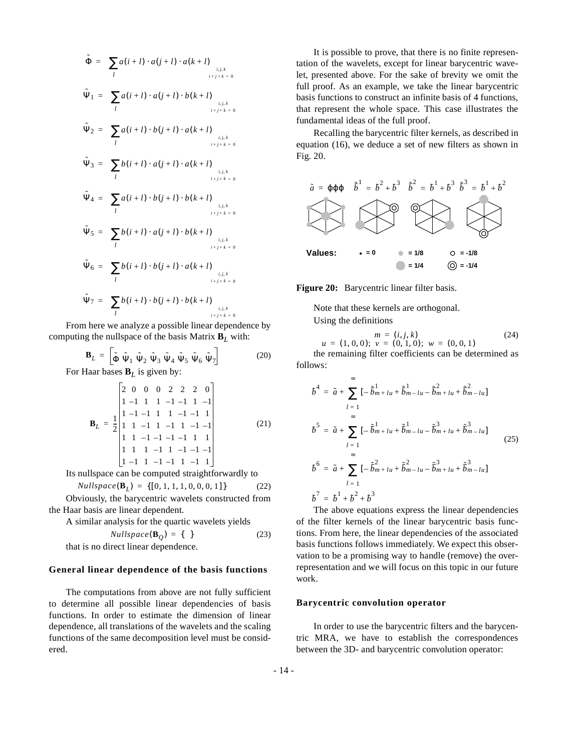$$\tilde{\Phi} = \sum_l a(i+l)\cdot a(j+l)\cdot a(k+l) \Big|_{\substack{i,j,k \\ i+j+k=0}}$$

$$\tilde{\Psi}_1 = \sum_l a(i+l)\cdot a(j+l)\cdot b(k+l) \Big|_{\substack{i,j,k \\ i+j+k=0}}$$

$$\tilde{\Psi}_2 = \sum_l a(i+l)\cdot b(j+l)\cdot a(k+l) \Big|_{\substack{i,j,k \\ i+j+k=0}}$$

$$\tilde{\Psi}_3 = \sum_l b(i+l)\cdot a(j+l)\cdot a(k+l) \Big|_{\substack{i,j,k \\ i+j+k=0}}$$

$$\tilde{\Psi}_4 = \sum_l a(i+l)\cdot b(j+l)\cdot b(k+l) \Big|_{\substack{i,j,k \\ i+j+k=0}}$$

$$\tilde{\Psi}_5 = \sum_l b(i+l)\cdot a(j+l)\cdot b(k+l) \Big|_{\substack{i,j,k \\ i+j+k=0}}$$

$$\tilde{\Psi}_6 = \sum_l b(i+l)\cdot b(j+l)\cdot a(k+l) \Big|_{\substack{i,j,k \\ i+j+k=0}}$$

$$\tilde{\Psi}_7 = \sum_l b(i+l)\cdot b(j+l)\cdot b(k+l) \Big|_{\substack{i,j,k \\ i+j+k=0}}$$

From here we analyze a possible linear dependence by computing the nullspace of the basis Matrix $\mathbf{B}_L$ with:

$$\mathbf{B}_L = \left[\tilde{\Phi}\ \tilde{\Psi}_1\ \tilde{\Psi}_2\ \tilde{\Psi}_3\ \tilde{\Psi}_4\ \tilde{\Psi}_5\ \tilde{\Psi}_6\ \tilde{\Psi}_7\right] \tag{20}$$

For Haar bases $\mathbf{B}_L$ is given by:

$$\mathbf{B}_L = \frac{1}{2}\begin{bmatrix} 2 & 0 & 0 & 0 & 2 & 2 & 2 & 0 \\ 1 & -1 & 1 & 1 & -1 & -1 & 1 & -1 \\ 1 & -1 & -1 & 1 & 1 & -1 & -1 & 1 \\ 1 & 1 & -1 & 1 & -1 & 1 & -1 & -1 \\ 1 & 1 & -1 & -1 & -1 & -1 & 1 & 1 \\ 1 & 1 & 1 & -1 & 1 & -1 & -1 & -1 \\ 1 & -1 & 1 & -1 & -1 & 1 & -1 & 1 \end{bmatrix} \tag{21}$$

Its nullspace can be computed straightforwardly to

$$Nullspace(\mathbf{B}_L) = \{[0, 1, 1, 1, 0, 0, 0, 1]\} \tag{22}$$

Obviously, the barycentric wavelets constructed from the Haar basis are linear dependent.

A similar analysis for the quartic wavelets yields

$$Nullspace(\mathbf{B}_Q) = \{\ \} \tag{23}$$

that is no direct linear dependence.

### General linear dependence of the basis functions

The computations from above are not fully sufficient to determine all possible linear dependencies of basis functions. In order to estimate the dimension of linear dependence, all translations of the wavelets and the scaling functions of the same decomposition level must be considered.

It is possible to prove, that there is no finite representation of the wavelets, except for linear barycentric wavelet, presented above. For the sake of brevity we omit the full proof. As an example, we take the linear barycentric basis functions to construct an infinite basis of 4 functions, that represent the whole space. This case illustrates the fundamental ideas of the full proof.

Recalling the barycentric filter kernels, as described in equation (16), we deduce a set of new filters as shown in Fig. 20.

$\tilde{a} = \phi\phi\phi \quad \tilde{\tilde{b}}^1 = \tilde{b}^2 + \tilde{b}^3 \quad \tilde{\tilde{b}}^2 = \tilde{b}^1 + \tilde{b}^3 \quad \tilde{\tilde{b}}^3 = \tilde{b}^1 + \tilde{b}^2$

Values: • = 0, ● = 1/8, ⬤ = 1/4, ○ = -1/8, ◎ = -1/4

**Figure 20:** Barycentric linear filter basis.

Note that these kernels are orthogonal.

Using the definitions

$$m = (i, j, k) \qquad u = (1, 0, 0);\ v = (0, 1, 0);\ w = (0, 0, 1) \tag{24}$$

the remaining filter coefficients can be determined as follows:

$$\begin{aligned} \tilde{b}^4 &= \tilde{a} + \sum_{l=1}^{\infty}\left[-\tilde{\tilde{b}}^1_{m+lu} + \tilde{\tilde{b}}^1_{m-lu} - \tilde{\tilde{b}}^2_{m+lu} + \tilde{\tilde{b}}^2_{m-lu}\right] \\ \tilde{b}^5 &= \tilde{a} + \sum_{l=1}^{\infty}\left[-\tilde{\tilde{b}}^1_{m+lu} + \tilde{\tilde{b}}^1_{m-lu} - \tilde{\tilde{b}}^3_{m+lu} + \tilde{\tilde{b}}^3_{m-lu}\right] \\ \tilde{b}^6 &= \tilde{a} + \sum_{l=1}^{\infty}\left[-\tilde{\tilde{b}}^2_{m+lu} + \tilde{\tilde{b}}^2_{m-lu} - \tilde{\tilde{b}}^3_{m+lu} + \tilde{\tilde{b}}^3_{m-lu}\right] \\ \tilde{b}^7 &= \tilde{b}^1 + \tilde{b}^2 + \tilde{b}^3 \end{aligned} \tag{25}$$

The above equations express the linear dependencies of the filter kernels of the linear barycentric basis functions. From here, the linear dependencies of the associated basis functions follows immediately. We expect this observation to be a promising way to handle (remove) the overrepresentation and we will focus on this topic in our future work.

### Barycentric convolution operator

In order to use the barycentric filters and the barycentric MRA, we have to establish the correspondences between the 3D- and barycentric convolution operator: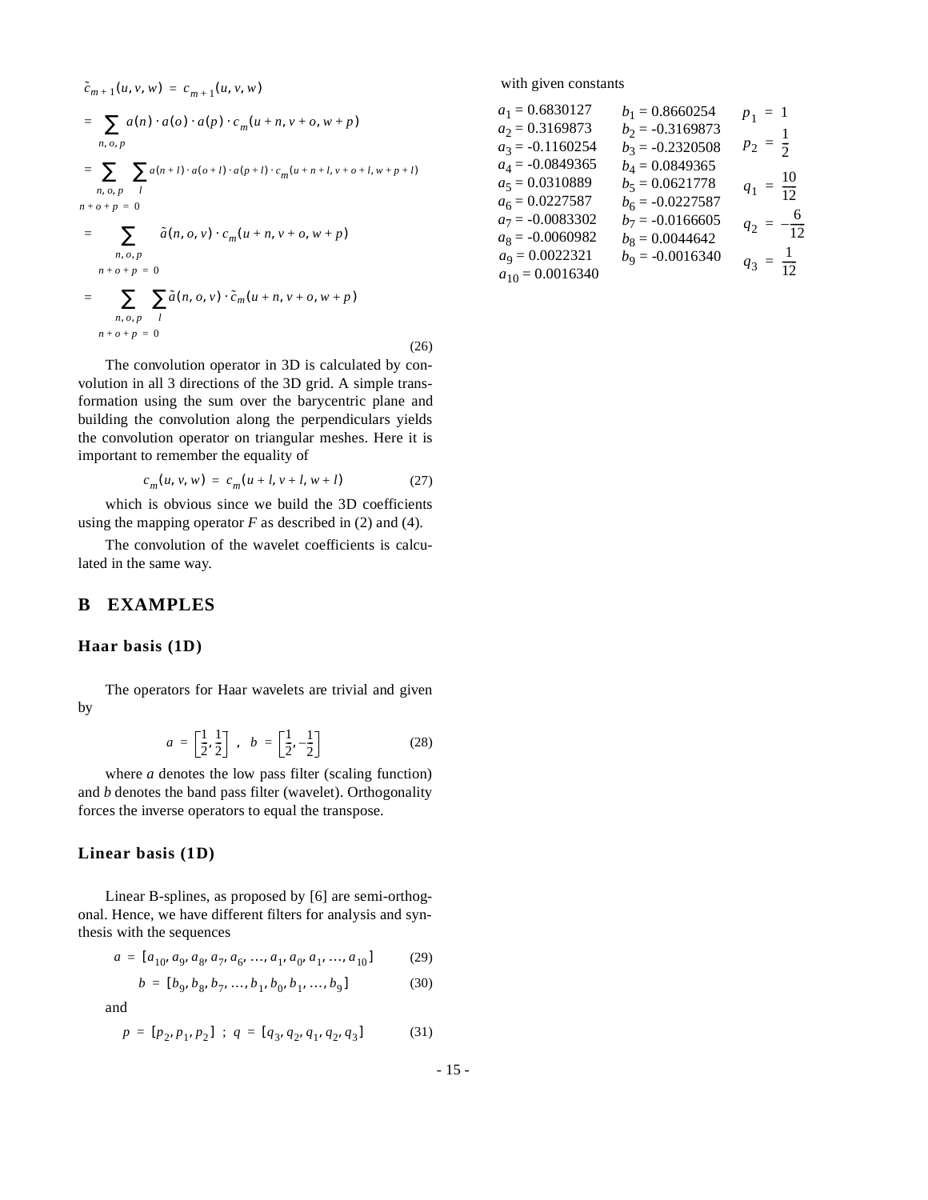$$
\begin{aligned}
&\tilde{c}_{m+1}(u, v, w) = c_{m+1}(u, v, w) \\
&= \sum_{n, o, p} a(n) \cdot a(o) \cdot a(p) \cdot c_m(u+n, v+o, w+p) \\
&= \sum_{\substack{n, o, p \\ n+o+p=0}} \sum_{l} a(n+l) \cdot a(o+l) \cdot a(p+l) \cdot c_m(u+n+l, v+o+l, w+p+l) \\
&= \sum_{\substack{n, o, p \\ n+o+p=0}} \tilde{a}(n, o, v) \cdot c_m(u+n, v+o, w+p) \\
&= \sum_{\substack{n, o, p \\ n+o+p=0}} \sum_{l} \tilde{a}(n, o, v) \cdot \tilde{c}_m(u+n, v+o, w+p)
\end{aligned}
\tag{26}
$$

The convolution operator in 3D is calculated by convolution in all 3 directions of the 3D grid. A simple transformation using the sum over the barycentric plane and building the convolution along the perpendiculars yields the convolution operator on triangular meshes. Here it is important to remember the equality of

$$
c_m(u, v, w) = c_m(u+l, v+l, w+l) \tag{27}
$$

which is obvious since we build the 3D coefficients using the mapping operator $F$ as described in (2) and (4).

The convolution of the wavelet coefficients is calculated in the same way.

## B EXAMPLES

### Haar basis (1D)

The operators for Haar wavelets are trivial and given by

$$
a = \left[\frac{1}{2}, \frac{1}{2}\right] \ , \ b = \left[\frac{1}{2}, -\frac{1}{2}\right] \tag{28}
$$

where $a$ denotes the low pass filter (scaling function) and $b$ denotes the band pass filter (wavelet). Orthogonality forces the inverse operators to equal the transpose.

### Linear basis (1D)

Linear B-splines, as proposed by [6] are semi-orthogonal. Hence, we have different filters for analysis and synthesis with the sequences

$$
a = [a_{10}, a_9, a_8, a_7, a_6, \ldots, a_1, a_0, a_1, \ldots, a_{10}] \tag{29}
$$

$$
b = [b_9, b_8, b_7, \ldots, b_1, b_0, b_1, \ldots, b_9] \tag{30}
$$

and

$$
p = [p_2, p_1, p_2] \ ; \ q = [q_3, q_2, q_1, q_2, q_3] \tag{31}
$$

with given constants

$a_1 = 0.6830127$
$a_2 = 0.3169873$
$a_3 = -0.1160254$
$a_4 = -0.0849365$
$a_5 = 0.0310889$
$a_6 = 0.0227587$
$a_7 = -0.0083302$
$a_8 = -0.0060982$
$a_9 = 0.0022321$
$a_{10} = 0.0016340$

$b_1 = 0.8660254$
$b_2 = -0.3169873$
$b_3 = -0.2320508$
$b_4 = 0.0849365$
$b_5 = 0.0621778$
$b_6 = -0.0227587$
$b_7 = -0.0166605$
$b_8 = 0.0044642$
$b_9 = -0.0016340$

$p_1 = 1$
$p_2 = \frac{1}{2}$
$q_1 = \frac{10}{12}$
$q_2 = -\frac{6}{12}$
$q_3 = \frac{1}{12}$